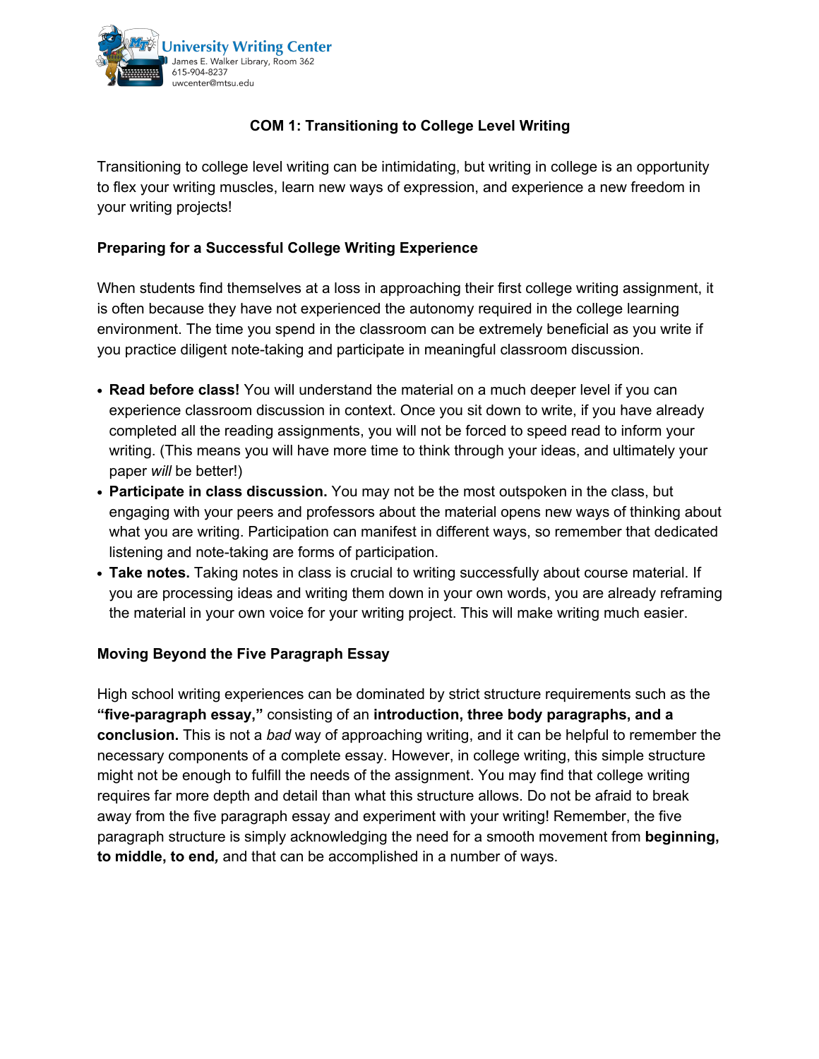University Writing Center
James E. Walker Library, Room 362
615-904-8237
uwcenter@mtsu.edu

# COM 1: Transitioning to College Level Writing

Transitioning to college level writing can be intimidating, but writing in college is an opportunity to flex your writing muscles, learn new ways of expression, and experience a new freedom in your writing projects!

## Preparing for a Successful College Writing Experience

When students find themselves at a loss in approaching their first college writing assignment, it is often because they have not experienced the autonomy required in the college learning environment. The time you spend in the classroom can be extremely beneficial as you write if you practice diligent note-taking and participate in meaningful classroom discussion.

- **Read before class!** You will understand the material on a much deeper level if you can experience classroom discussion in context. Once you sit down to write, if you have already completed all the reading assignments, you will not be forced to speed read to inform your writing. (This means you will have more time to think through your ideas, and ultimately your paper *will* be better!)
- **Participate in class discussion.** You may not be the most outspoken in the class, but engaging with your peers and professors about the material opens new ways of thinking about what you are writing. Participation can manifest in different ways, so remember that dedicated listening and note-taking are forms of participation.
- **Take notes.** Taking notes in class is crucial to writing successfully about course material. If you are processing ideas and writing them down in your own words, you are already reframing the material in your own voice for your writing project. This will make writing much easier.

## Moving Beyond the Five Paragraph Essay

High school writing experiences can be dominated by strict structure requirements such as the **"five-paragraph essay,"** consisting of an **introduction, three body paragraphs, and a conclusion.** This is not a *bad* way of approaching writing, and it can be helpful to remember the necessary components of a complete essay. However, in college writing, this simple structure might not be enough to fulfill the needs of the assignment. You may find that college writing requires far more depth and detail than what this structure allows. Do not be afraid to break away from the five paragraph essay and experiment with your writing! Remember, the five paragraph structure is simply acknowledging the need for a smooth movement from **beginning, to middle, to end,** and that can be accomplished in a number of ways.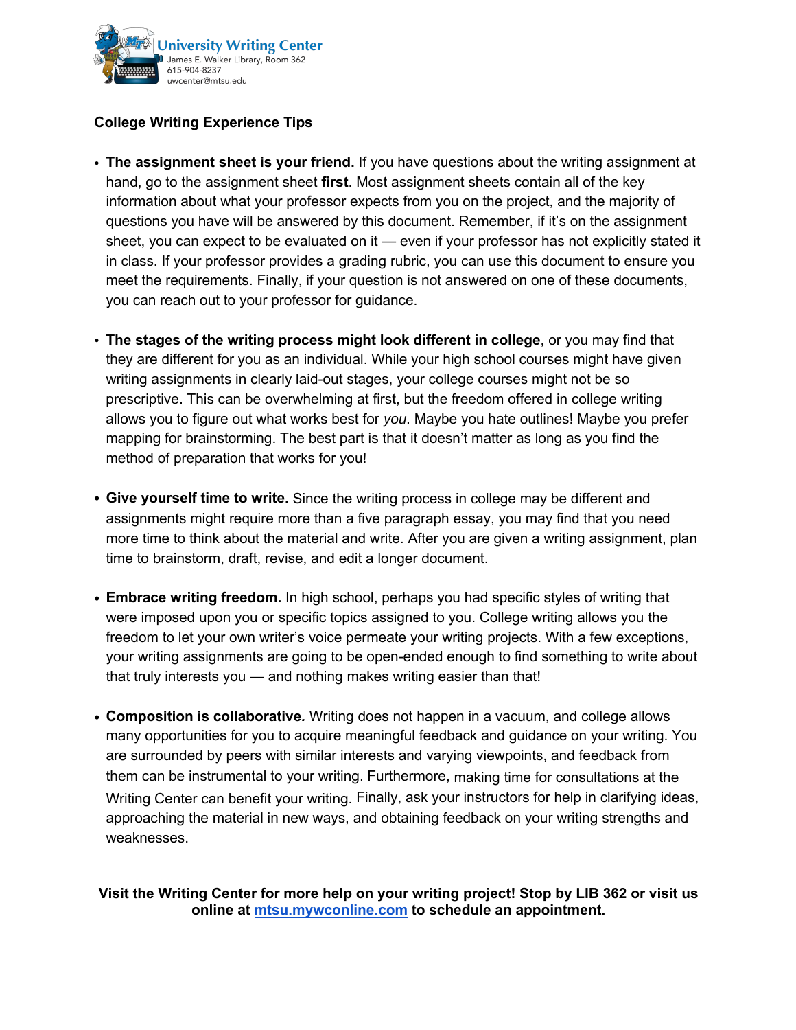University Writing Center
James E. Walker Library, Room 362
615-904-8237
uwcenter@mtsu.edu

**College Writing Experience Tips**

- **The assignment sheet is your friend.** If you have questions about the writing assignment at hand, go to the assignment sheet **first**. Most assignment sheets contain all of the key information about what your professor expects from you on the project, and the majority of questions you have will be answered by this document. Remember, if it's on the assignment sheet, you can expect to be evaluated on it — even if your professor has not explicitly stated it in class. If your professor provides a grading rubric, you can use this document to ensure you meet the requirements. Finally, if your question is not answered on one of these documents, you can reach out to your professor for guidance.

- **The stages of the writing process might look different in college**, or you may find that they are different for you as an individual. While your high school courses might have given writing assignments in clearly laid-out stages, your college courses might not be so prescriptive. This can be overwhelming at first, but the freedom offered in college writing allows you to figure out what works best for *you*. Maybe you hate outlines! Maybe you prefer mapping for brainstorming. The best part is that it doesn't matter as long as you find the method of preparation that works for you!

- **Give yourself time to write.** Since the writing process in college may be different and assignments might require more than a five paragraph essay, you may find that you need more time to think about the material and write. After you are given a writing assignment, plan time to brainstorm, draft, revise, and edit a longer document.

- **Embrace writing freedom.** In high school, perhaps you had specific styles of writing that were imposed upon you or specific topics assigned to you. College writing allows you the freedom to let your own writer's voice permeate your writing projects. With a few exceptions, your writing assignments are going to be open-ended enough to find something to write about that truly interests you — and nothing makes writing easier than that!

- **Composition is collaborative*.*** Writing does not happen in a vacuum, and college allows many opportunities for you to acquire meaningful feedback and guidance on your writing. You are surrounded by peers with similar interests and varying viewpoints, and feedback from them can be instrumental to your writing. Furthermore, making time for consultations at the Writing Center can benefit your writing. Finally, ask your instructors for help in clarifying ideas, approaching the material in new ways, and obtaining feedback on your writing strengths and weaknesses.

**Visit the Writing Center for more help on your writing project! Stop by LIB 362 or visit us online at [mtsu.mywconline.com](mtsu.mywconline.com) to schedule an appointment.**